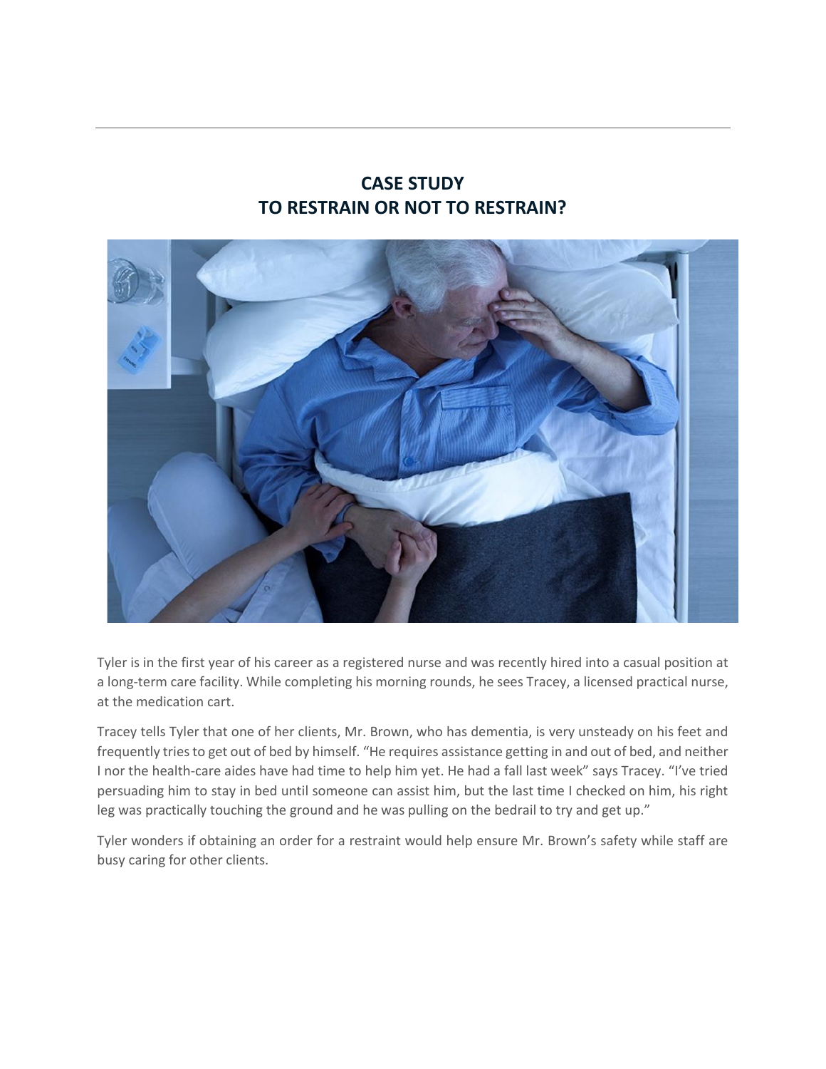# CASE STUDY
# TO RESTRAIN OR NOT TO RESTRAIN?

Tyler is in the first year of his career as a registered nurse and was recently hired into a casual position at a long-term care facility. While completing his morning rounds, he sees Tracey, a licensed practical nurse, at the medication cart.

Tracey tells Tyler that one of her clients, Mr. Brown, who has dementia, is very unsteady on his feet and frequently tries to get out of bed by himself. "He requires assistance getting in and out of bed, and neither I nor the health-care aides have had time to help him yet. He had a fall last week" says Tracey. "I've tried persuading him to stay in bed until someone can assist him, but the last time I checked on him, his right leg was practically touching the ground and he was pulling on the bedrail to try and get up."

Tyler wonders if obtaining an order for a restraint would help ensure Mr. Brown's safety while staff are busy caring for other clients.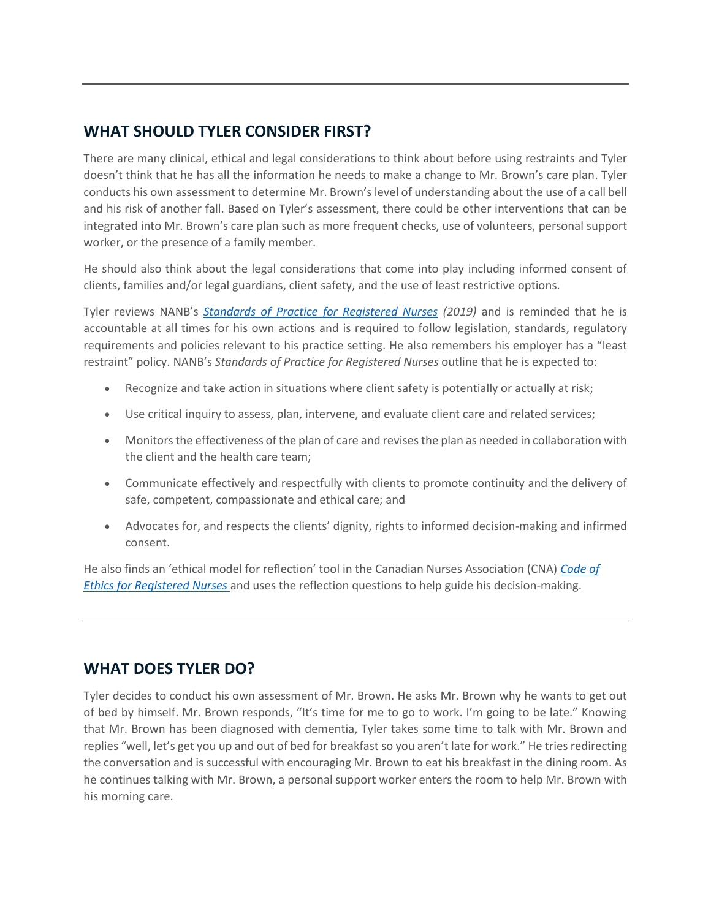## WHAT SHOULD TYLER CONSIDER FIRST?

There are many clinical, ethical and legal considerations to think about before using restraints and Tyler doesn't think that he has all the information he needs to make a change to Mr. Brown's care plan. Tyler conducts his own assessment to determine Mr. Brown's level of understanding about the use of a call bell and his risk of another fall. Based on Tyler's assessment, there could be other interventions that can be integrated into Mr. Brown's care plan such as more frequent checks, use of volunteers, personal support worker, or the presence of a family member.

He should also think about the legal considerations that come into play including informed consent of clients, families and/or legal guardians, client safety, and the use of least restrictive options.

Tyler reviews NANB's *Standards of Practice for Registered Nurses* *(2019)* and is reminded that he is accountable at all times for his own actions and is required to follow legislation, standards, regulatory requirements and policies relevant to his practice setting. He also remembers his employer has a "least restraint" policy. NANB's *Standards of Practice for Registered Nurses* outline that he is expected to:

- Recognize and take action in situations where client safety is potentially or actually at risk;
- Use critical inquiry to assess, plan, intervene, and evaluate client care and related services;
- Monitors the effectiveness of the plan of care and revises the plan as needed in collaboration with the client and the health care team;
- Communicate effectively and respectfully with clients to promote continuity and the delivery of safe, competent, compassionate and ethical care; and
- Advocates for, and respects the clients' dignity, rights to informed decision-making and infirmed consent.

He also finds an 'ethical model for reflection' tool in the Canadian Nurses Association (CNA) *Code of Ethics for Registered Nurses* and uses the reflection questions to help guide his decision-making.

## WHAT DOES TYLER DO?

Tyler decides to conduct his own assessment of Mr. Brown. He asks Mr. Brown why he wants to get out of bed by himself. Mr. Brown responds, "It's time for me to go to work. I'm going to be late." Knowing that Mr. Brown has been diagnosed with dementia, Tyler takes some time to talk with Mr. Brown and replies "well, let's get you up and out of bed for breakfast so you aren't late for work." He tries redirecting the conversation and is successful with encouraging Mr. Brown to eat his breakfast in the dining room. As he continues talking with Mr. Brown, a personal support worker enters the room to help Mr. Brown with his morning care.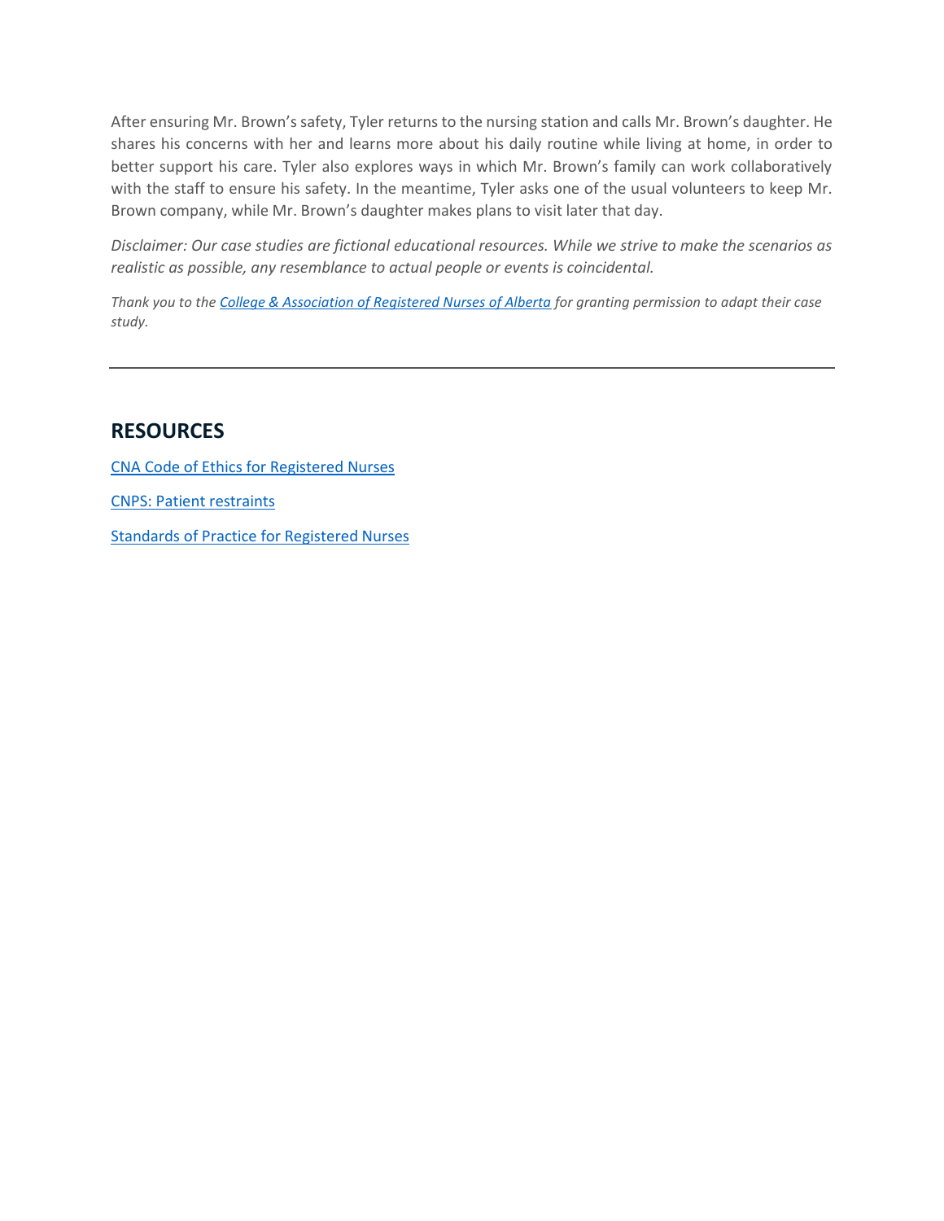After ensuring Mr. Brown's safety, Tyler returns to the nursing station and calls Mr. Brown's daughter. He shares his concerns with her and learns more about his daily routine while living at home, in order to better support his care. Tyler also explores ways in which Mr. Brown's family can work collaboratively with the staff to ensure his safety. In the meantime, Tyler asks one of the usual volunteers to keep Mr. Brown company, while Mr. Brown's daughter makes plans to visit later that day.

*Disclaimer: Our case studies are fictional educational resources. While we strive to make the scenarios as realistic as possible, any resemblance to actual people or events is coincidental.*

*Thank you to the College & Association of Registered Nurses of Alberta for granting permission to adapt their case study.*

---

## RESOURCES

CNA Code of Ethics for Registered Nurses

CNPS: Patient restraints

Standards of Practice for Registered Nurses